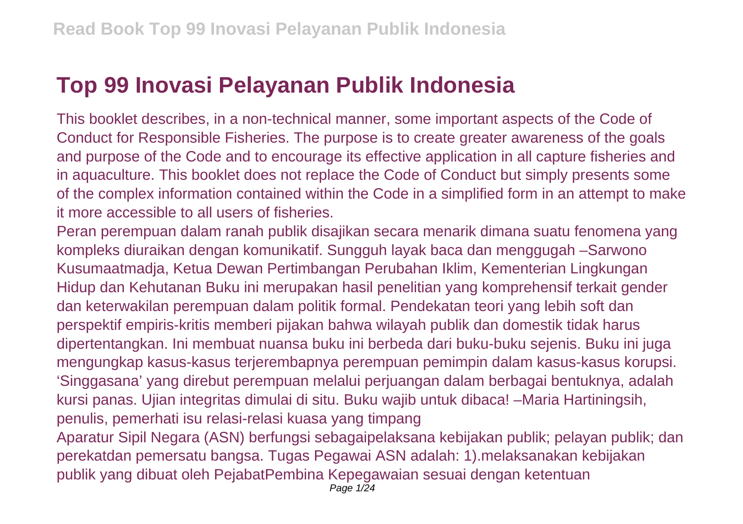# Top 99 Inovasi Pelayanan Publik Indonesia

This booklet describes, in a non-technical manner, some important aspects of the Code of Conduct for Responsible Fisheries. The purpose is to create greater awareness of the goals and purpose of the Code and to encourage its effective application in all capture fisheries and in aquaculture. This booklet does not replace the Code of Conduct but simply presents some of the complex information contained within the Code in a simplified form in an attempt to make it more accessible to all users of fisheries.

Peran perempuan dalam ranah publik disajikan secara menarik dimana suatu fenomena yang kompleks diuraikan dengan komunikatif. Sungguh layak baca dan menggugah –Sarwono Kusumaatmadja, Ketua Dewan Pertimbangan Perubahan Iklim, Kementerian Lingkungan Hidup dan Kehutanan Buku ini merupakan hasil penelitian yang komprehensif terkait gender dan keterwakilan perempuan dalam politik formal. Pendekatan teori yang lebih soft dan perspektif empiris-kritis memberi pijakan bahwa wilayah publik dan domestik tidak harus dipertentangkan. Ini membuat nuansa buku ini berbeda dari buku-buku sejenis. Buku ini juga mengungkap kasus-kasus terjerembapnya perempuan pemimpin dalam kasus-kasus korupsi. 'Singgasana' yang direbut perempuan melalui perjuangan dalam berbagai bentuknya, adalah kursi panas. Ujian integritas dimulai di situ. Buku wajib untuk dibaca! –Maria Hartiningsih, penulis, pemerhati isu relasi-relasi kuasa yang timpang

Aparatur Sipil Negara (ASN) berfungsi sebagaipelaksana kebijakan publik; pelayan publik; dan perekatdan pemersatu bangsa. Tugas Pegawai ASN adalah: 1).melaksanakan kebijakan publik yang dibuat oleh PejabatPembina Kepegawaian sesuai dengan ketentuan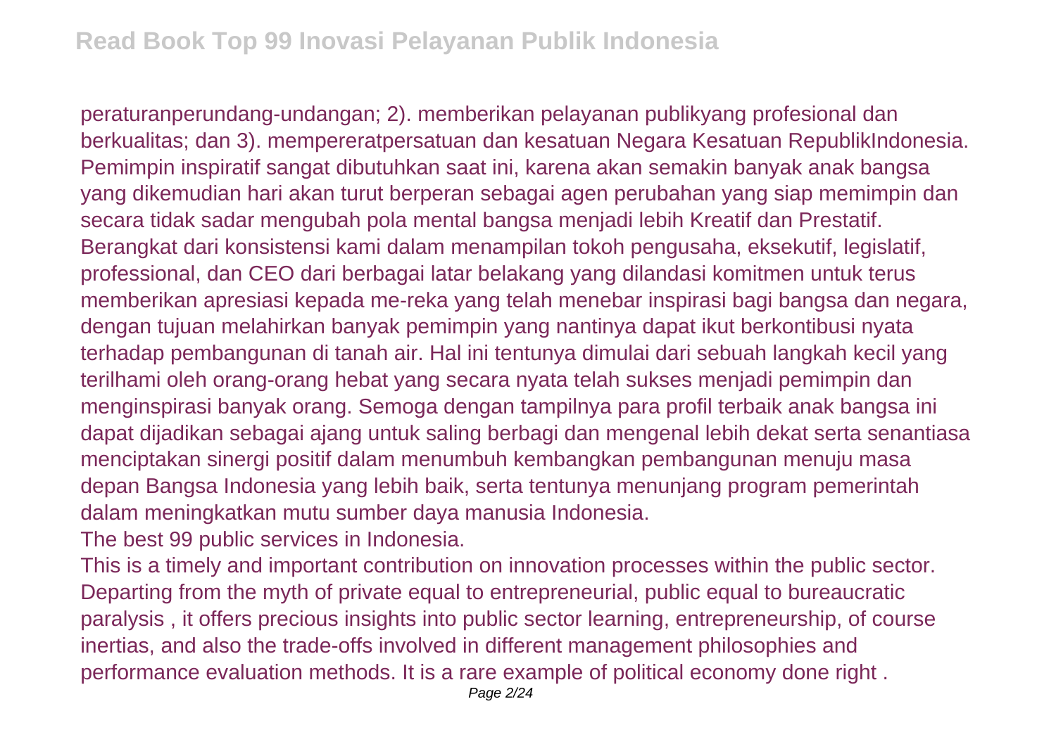peraturanperundang-undangan; 2). memberikan pelayanan publikyang profesional dan berkualitas; dan 3). mempereratpersatuan dan kesatuan Negara Kesatuan RepublikIndonesia. Pemimpin inspiratif sangat dibutuhkan saat ini, karena akan semakin banyak anak bangsa yang dikemudian hari akan turut berperan sebagai agen perubahan yang siap memimpin dan secara tidak sadar mengubah pola mental bangsa menjadi lebih Kreatif dan Prestatif. Berangkat dari konsistensi kami dalam menampilan tokoh pengusaha, eksekutif, legislatif, professional, dan CEO dari berbagai latar belakang yang dilandasi komitmen untuk terus memberikan apresiasi kepada me-reka yang telah menebar inspirasi bagi bangsa dan negara, dengan tujuan melahirkan banyak pemimpin yang nantinya dapat ikut berkontibusi nyata terhadap pembangunan di tanah air. Hal ini tentunya dimulai dari sebuah langkah kecil yang terilhami oleh orang-orang hebat yang secara nyata telah sukses menjadi pemimpin dan menginspirasi banyak orang. Semoga dengan tampilnya para profil terbaik anak bangsa ini dapat dijadikan sebagai ajang untuk saling berbagi dan mengenal lebih dekat serta senantiasa menciptakan sinergi positif dalam menumbuh kembangkan pembangunan menuju masa depan Bangsa Indonesia yang lebih baik, serta tentunya menunjang program pemerintah dalam meningkatkan mutu sumber daya manusia Indonesia.

The best 99 public services in Indonesia.

This is a timely and important contribution on innovation processes within the public sector. Departing from the myth of private equal to entrepreneurial, public equal to bureaucratic paralysis , it offers precious insights into public sector learning, entrepreneurship, of course inertias, and also the trade-offs involved in different management philosophies and performance evaluation methods. It is a rare example of political economy done right .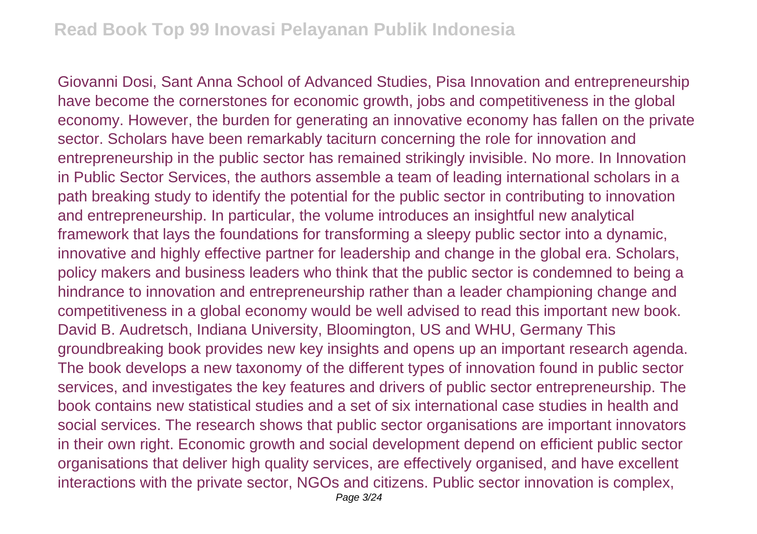Giovanni Dosi, Sant Anna School of Advanced Studies, Pisa Innovation and entrepreneurship have become the cornerstones for economic growth, jobs and competitiveness in the global economy. However, the burden for generating an innovative economy has fallen on the private sector. Scholars have been remarkably taciturn concerning the role for innovation and entrepreneurship in the public sector has remained strikingly invisible. No more. In Innovation in Public Sector Services, the authors assemble a team of leading international scholars in a path breaking study to identify the potential for the public sector in contributing to innovation and entrepreneurship. In particular, the volume introduces an insightful new analytical framework that lays the foundations for transforming a sleepy public sector into a dynamic, innovative and highly effective partner for leadership and change in the global era. Scholars, policy makers and business leaders who think that the public sector is condemned to being a hindrance to innovation and entrepreneurship rather than a leader championing change and competitiveness in a global economy would be well advised to read this important new book. David B. Audretsch, Indiana University, Bloomington, US and WHU, Germany This groundbreaking book provides new key insights and opens up an important research agenda. The book develops a new taxonomy of the different types of innovation found in public sector services, and investigates the key features and drivers of public sector entrepreneurship. The book contains new statistical studies and a set of six international case studies in health and social services. The research shows that public sector organisations are important innovators in their own right. Economic growth and social development depend on efficient public sector organisations that deliver high quality services, are effectively organised, and have excellent interactions with the private sector, NGOs and citizens. Public sector innovation is complex,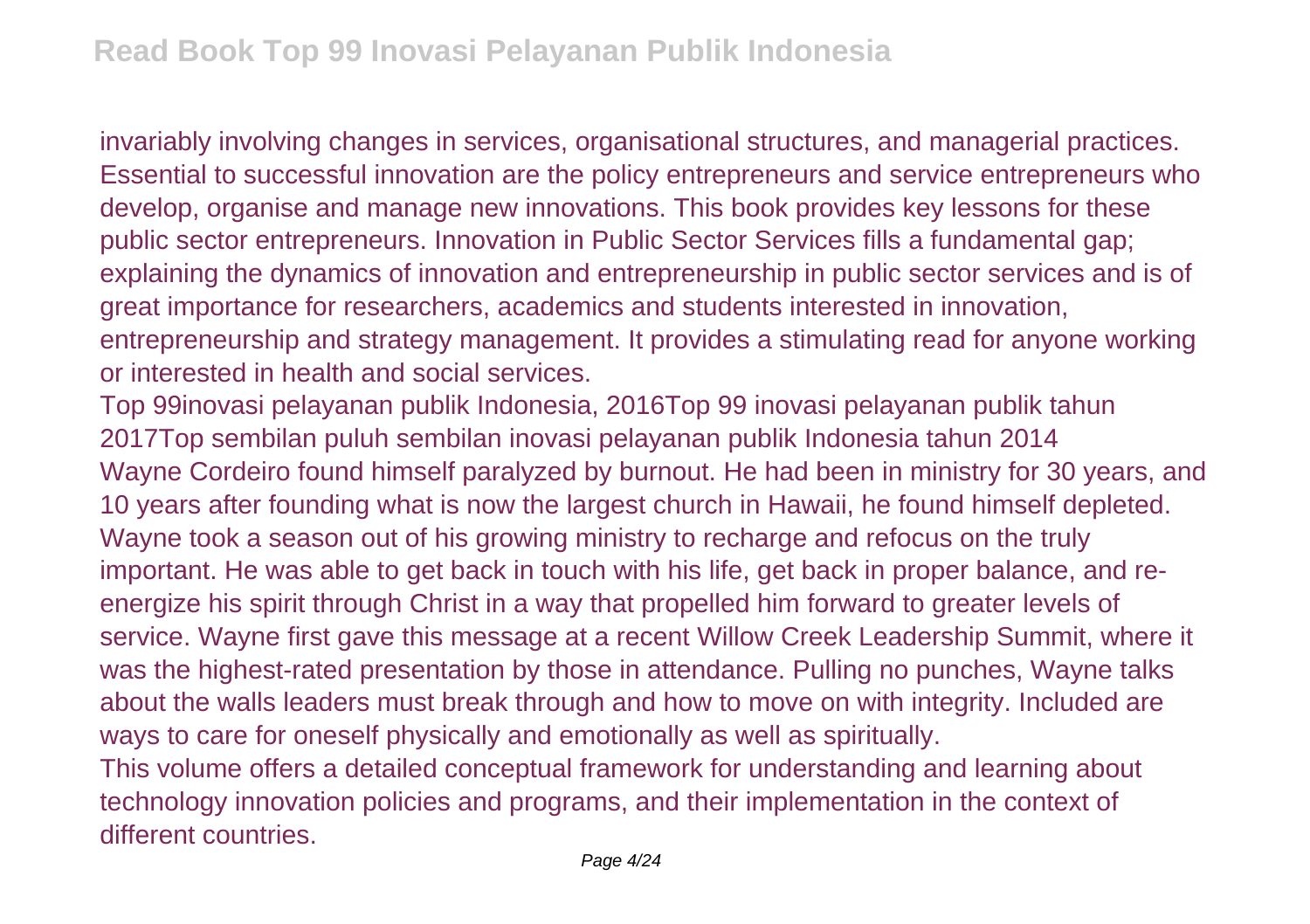invariably involving changes in services, organisational structures, and managerial practices. Essential to successful innovation are the policy entrepreneurs and service entrepreneurs who develop, organise and manage new innovations. This book provides key lessons for these public sector entrepreneurs. Innovation in Public Sector Services fills a fundamental gap; explaining the dynamics of innovation and entrepreneurship in public sector services and is of great importance for researchers, academics and students interested in innovation, entrepreneurship and strategy management. It provides a stimulating read for anyone working or interested in health and social services.

Top 99inovasi pelayanan publik Indonesia, 2016Top 99 inovasi pelayanan publik tahun 2017Top sembilan puluh sembilan inovasi pelayanan publik Indonesia tahun 2014

Wayne Cordeiro found himself paralyzed by burnout. He had been in ministry for 30 years, and 10 years after founding what is now the largest church in Hawaii, he found himself depleted. Wayne took a season out of his growing ministry to recharge and refocus on the truly important. He was able to get back in touch with his life, get back in proper balance, and re-energize his spirit through Christ in a way that propelled him forward to greater levels of service. Wayne first gave this message at a recent Willow Creek Leadership Summit, where it was the highest-rated presentation by those in attendance. Pulling no punches, Wayne talks about the walls leaders must break through and how to move on with integrity. Included are ways to care for oneself physically and emotionally as well as spiritually.

This volume offers a detailed conceptual framework for understanding and learning about technology innovation policies and programs, and their implementation in the context of different countries.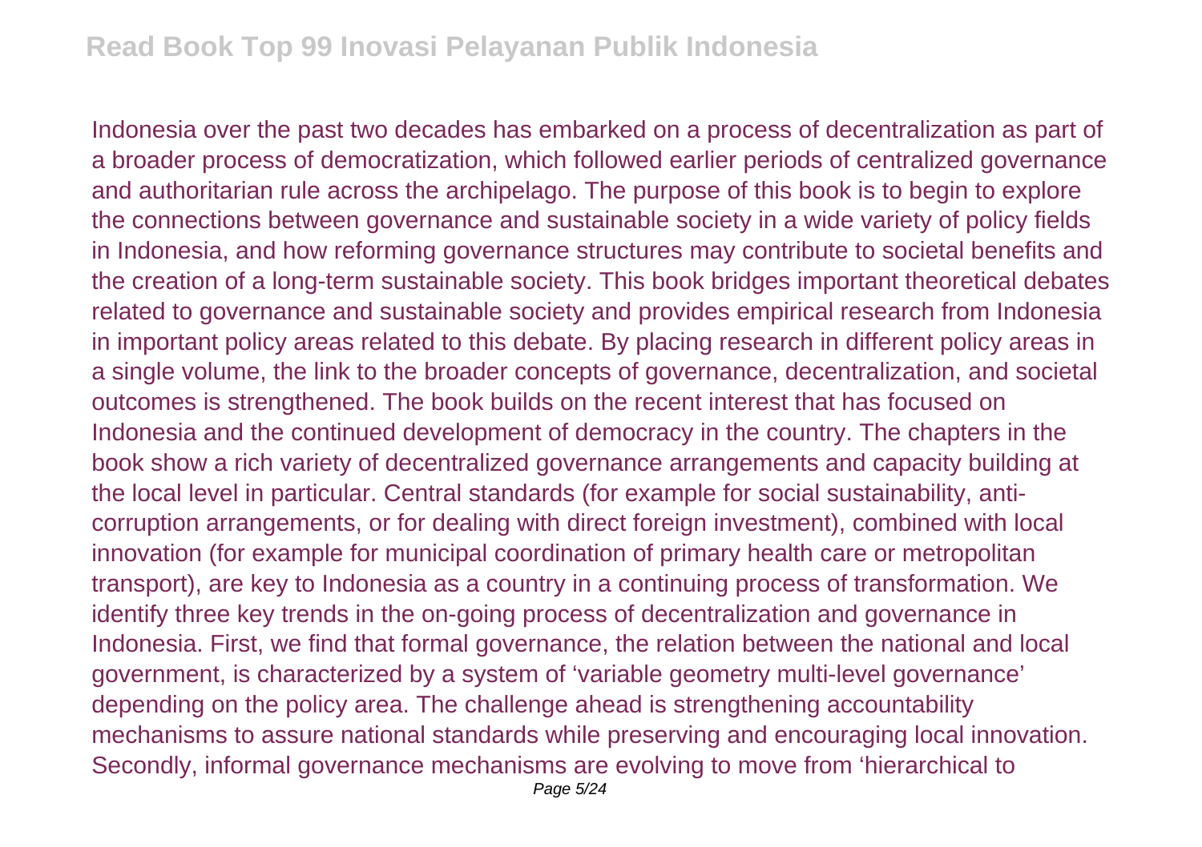Indonesia over the past two decades has embarked on a process of decentralization as part of a broader process of democratization, which followed earlier periods of centralized governance and authoritarian rule across the archipelago. The purpose of this book is to begin to explore the connections between governance and sustainable society in a wide variety of policy fields in Indonesia, and how reforming governance structures may contribute to societal benefits and the creation of a long-term sustainable society. This book bridges important theoretical debates related to governance and sustainable society and provides empirical research from Indonesia in important policy areas related to this debate. By placing research in different policy areas in a single volume, the link to the broader concepts of governance, decentralization, and societal outcomes is strengthened. The book builds on the recent interest that has focused on Indonesia and the continued development of democracy in the country. The chapters in the book show a rich variety of decentralized governance arrangements and capacity building at the local level in particular. Central standards (for example for social sustainability, anti-corruption arrangements, or for dealing with direct foreign investment), combined with local innovation (for example for municipal coordination of primary health care or metropolitan transport), are key to Indonesia as a country in a continuing process of transformation. We identify three key trends in the on-going process of decentralization and governance in Indonesia. First, we find that formal governance, the relation between the national and local government, is characterized by a system of 'variable geometry multi-level governance' depending on the policy area. The challenge ahead is strengthening accountability mechanisms to assure national standards while preserving and encouraging local innovation. Secondly, informal governance mechanisms are evolving to move from 'hierarchical to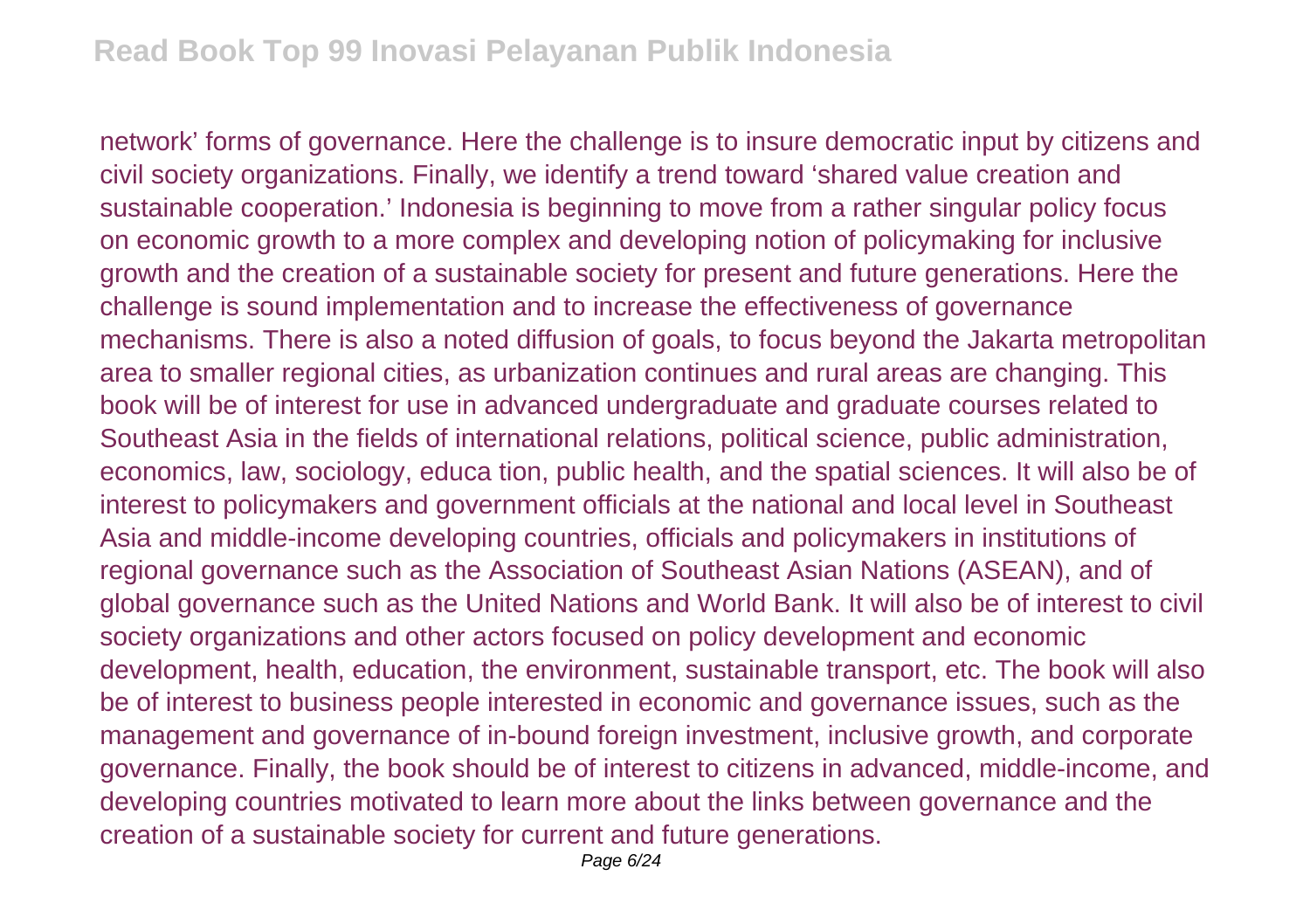network' forms of governance. Here the challenge is to insure democratic input by citizens and civil society organizations. Finally, we identify a trend toward 'shared value creation and sustainable cooperation.' Indonesia is beginning to move from a rather singular policy focus on economic growth to a more complex and developing notion of policymaking for inclusive growth and the creation of a sustainable society for present and future generations. Here the challenge is sound implementation and to increase the effectiveness of governance mechanisms. There is also a noted diffusion of goals, to focus beyond the Jakarta metropolitan area to smaller regional cities, as urbanization continues and rural areas are changing. This book will be of interest for use in advanced undergraduate and graduate courses related to Southeast Asia in the fields of international relations, political science, public administration, economics, law, sociology, educa tion, public health, and the spatial sciences. It will also be of interest to policymakers and government officials at the national and local level in Southeast Asia and middle-income developing countries, officials and policymakers in institutions of regional governance such as the Association of Southeast Asian Nations (ASEAN), and of global governance such as the United Nations and World Bank. It will also be of interest to civil society organizations and other actors focused on policy development and economic development, health, education, the environment, sustainable transport, etc. The book will also be of interest to business people interested in economic and governance issues, such as the management and governance of in-bound foreign investment, inclusive growth, and corporate governance. Finally, the book should be of interest to citizens in advanced, middle-income, and developing countries motivated to learn more about the links between governance and the creation of a sustainable society for current and future generations.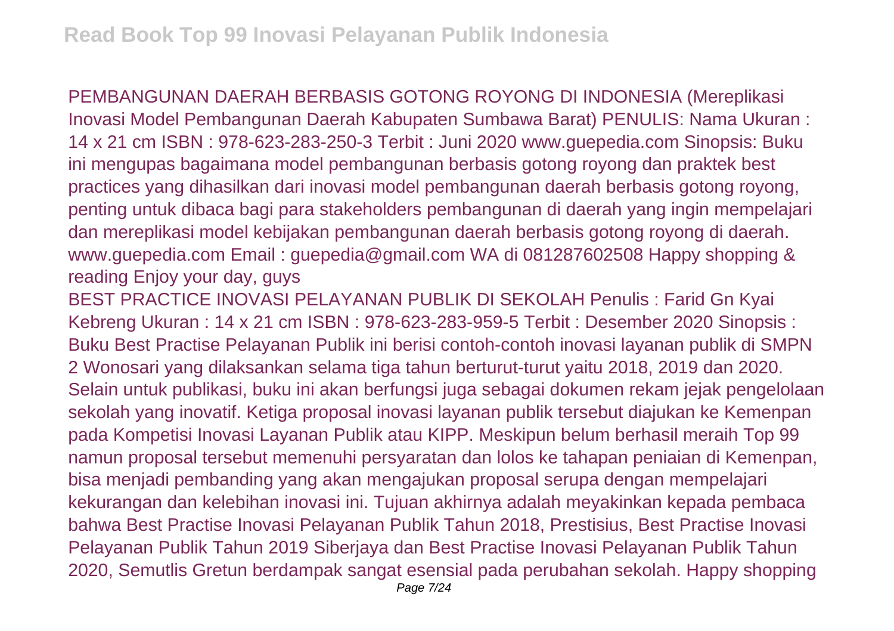PEMBANGUNAN DAERAH BERBASIS GOTONG ROYONG DI INDONESIA (Mereplikasi Inovasi Model Pembangunan Daerah Kabupaten Sumbawa Barat) PENULIS: Nama Ukuran : 14 x 21 cm ISBN : 978-623-283-250-3 Terbit : Juni 2020 www.guepedia.com Sinopsis: Buku ini mengupas bagaimana model pembangunan berbasis gotong royong dan praktek best practices yang dihasilkan dari inovasi model pembangunan daerah berbasis gotong royong, penting untuk dibaca bagi para stakeholders pembangunan di daerah yang ingin mempelajari dan mereplikasi model kebijakan pembangunan daerah berbasis gotong royong di daerah. www.guepedia.com Email : guepedia@gmail.com WA di 081287602508 Happy shopping & reading Enjoy your day, guys

BEST PRACTICE INOVASI PELAYANAN PUBLIK DI SEKOLAH Penulis : Farid Gn Kyai Kebreng Ukuran : 14 x 21 cm ISBN : 978-623-283-959-5 Terbit : Desember 2020 Sinopsis : Buku Best Practise Pelayanan Publik ini berisi contoh-contoh inovasi layanan publik di SMPN 2 Wonosari yang dilaksanakan selama tiga tahun berturut-turut yaitu 2018, 2019 dan 2020. Selain untuk publikasi, buku ini akan berfungsi juga sebagai dokumen rekam jejak pengelolaan sekolah yang inovatif. Ketiga proposal inovasi layanan publik tersebut diajukan ke Kemenpan pada Kompetisi Inovasi Layanan Publik atau KIPP. Meskipun belum berhasil meraih Top 99 namun proposal tersebut memenuhi persyaratan dan lolos ke tahapan peniaian di Kemenpan, bisa menjadi pembanding yang akan mengajukan proposal serupa dengan mempelajari kekurangan dan kelebihan inovasi ini. Tujuan akhirnya adalah meyakinkan kepada pembaca bahwa Best Practise Inovasi Pelayanan Publik Tahun 2018, Prestisius, Best Practise Inovasi Pelayanan Publik Tahun 2019 Siberjaya dan Best Practise Inovasi Pelayanan Publik Tahun 2020, Semutlis Gretun berdampak sangat esensial pada perubahan sekolah. Happy shopping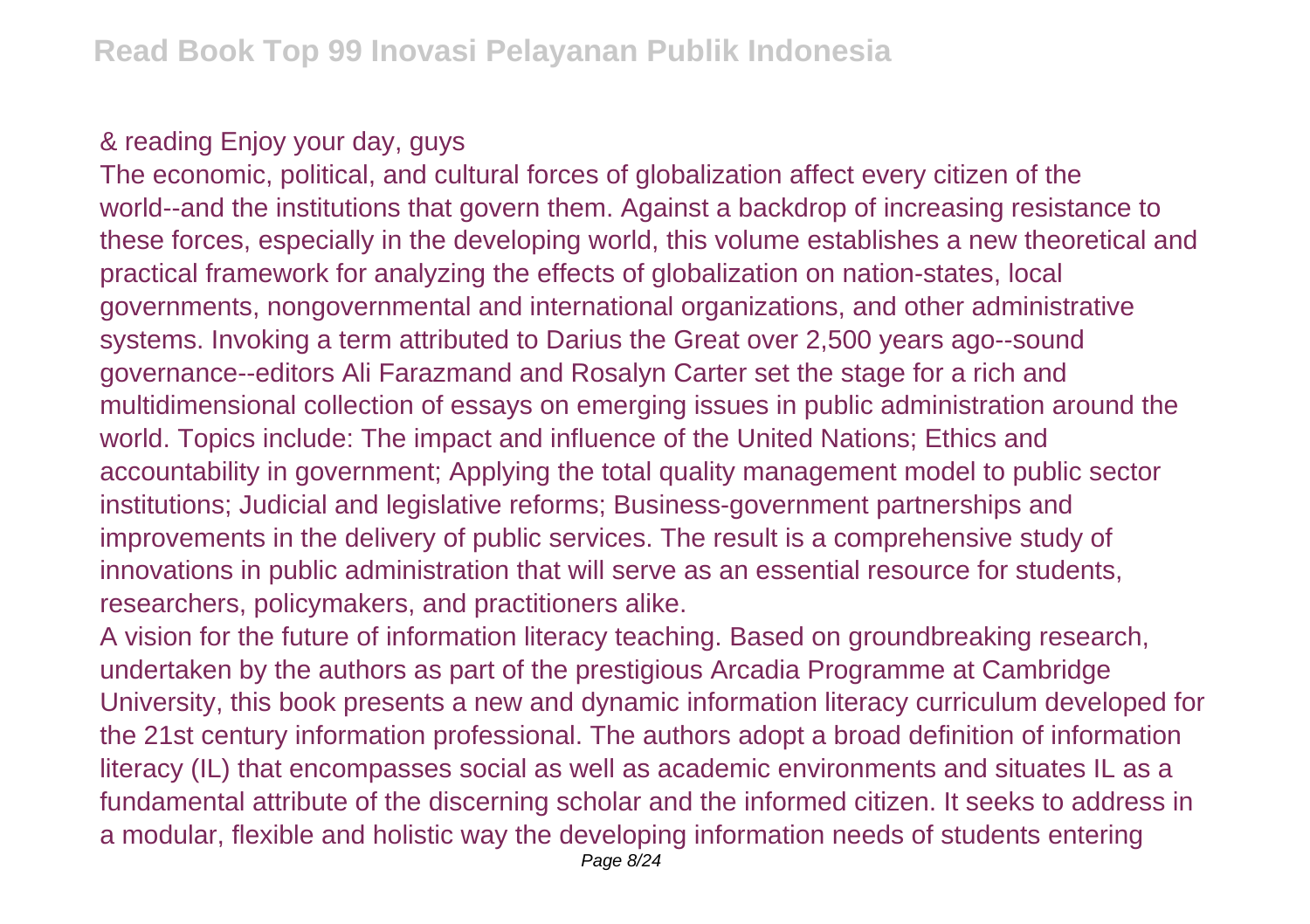& reading Enjoy your day, guys

The economic, political, and cultural forces of globalization affect every citizen of the world--and the institutions that govern them. Against a backdrop of increasing resistance to these forces, especially in the developing world, this volume establishes a new theoretical and practical framework for analyzing the effects of globalization on nation-states, local governments, nongovernmental and international organizations, and other administrative systems. Invoking a term attributed to Darius the Great over 2,500 years ago--sound governance--editors Ali Farazmand and Rosalyn Carter set the stage for a rich and multidimensional collection of essays on emerging issues in public administration around the world. Topics include: The impact and influence of the United Nations; Ethics and accountability in government; Applying the total quality management model to public sector institutions; Judicial and legislative reforms; Business-government partnerships and improvements in the delivery of public services. The result is a comprehensive study of innovations in public administration that will serve as an essential resource for students, researchers, policymakers, and practitioners alike.

A vision for the future of information literacy teaching. Based on groundbreaking research, undertaken by the authors as part of the prestigious Arcadia Programme at Cambridge University, this book presents a new and dynamic information literacy curriculum developed for the 21st century information professional. The authors adopt a broad definition of information literacy (IL) that encompasses social as well as academic environments and situates IL as a fundamental attribute of the discerning scholar and the informed citizen. It seeks to address in a modular, flexible and holistic way the developing information needs of students entering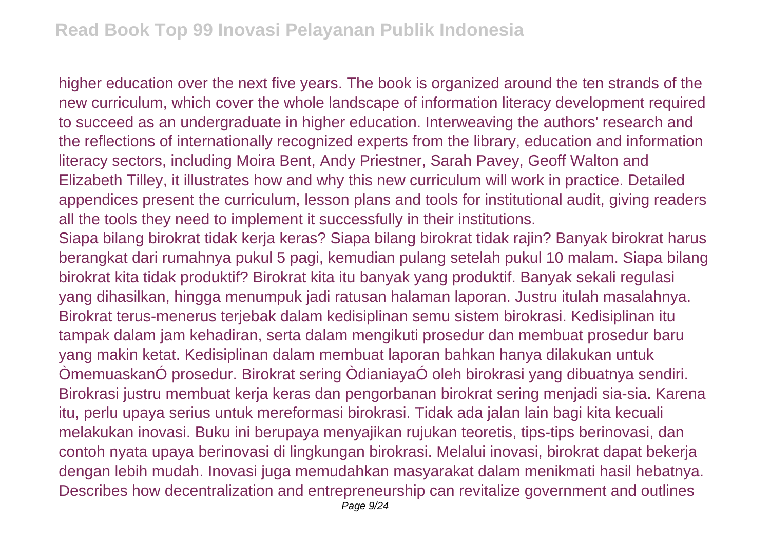higher education over the next five years. The book is organized around the ten strands of the new curriculum, which cover the whole landscape of information literacy development required to succeed as an undergraduate in higher education. Interweaving the authors' research and the reflections of internationally recognized experts from the library, education and information literacy sectors, including Moira Bent, Andy Priestner, Sarah Pavey, Geoff Walton and Elizabeth Tilley, it illustrates how and why this new curriculum will work in practice. Detailed appendices present the curriculum, lesson plans and tools for institutional audit, giving readers all the tools they need to implement it successfully in their institutions.

Siapa bilang birokrat tidak kerja keras? Siapa bilang birokrat tidak rajin? Banyak birokrat harus berangkat dari rumahnya pukul 5 pagi, kemudian pulang setelah pukul 10 malam. Siapa bilang birokrat kita tidak produktif? Birokrat kita itu banyak yang produktif. Banyak sekali regulasi yang dihasilkan, hingga menumpuk jadi ratusan halaman laporan. Justru itulah masalahnya. Birokrat terus-menerus terjebak dalam kedisiplinan semu sistem birokrasi. Kedisiplinan itu tampak dalam jam kehadiran, serta dalam mengikuti prosedur dan membuat prosedur baru yang makin ketat. Kedisiplinan dalam membuat laporan bahkan hanya dilakukan untuk ÒmemuaskanÓ prosedur. Birokrat sering ÒdianiayaÓ oleh birokrasi yang dibuatnya sendiri. Birokrasi justru membuat kerja keras dan pengorbanan birokrat sering menjadi sia-sia. Karena itu, perlu upaya serius untuk mereformasi birokrasi. Tidak ada jalan lain bagi kita kecuali melakukan inovasi. Buku ini berupaya menyajikan rujukan teoretis, tips-tips berinovasi, dan contoh nyata upaya berinovasi di lingkungan birokrasi. Melalui inovasi, birokrat dapat bekerja dengan lebih mudah. Inovasi juga memudahkan masyarakat dalam menikmati hasil hebatnya.

Describes how decentralization and entrepreneurship can revitalize government and outlines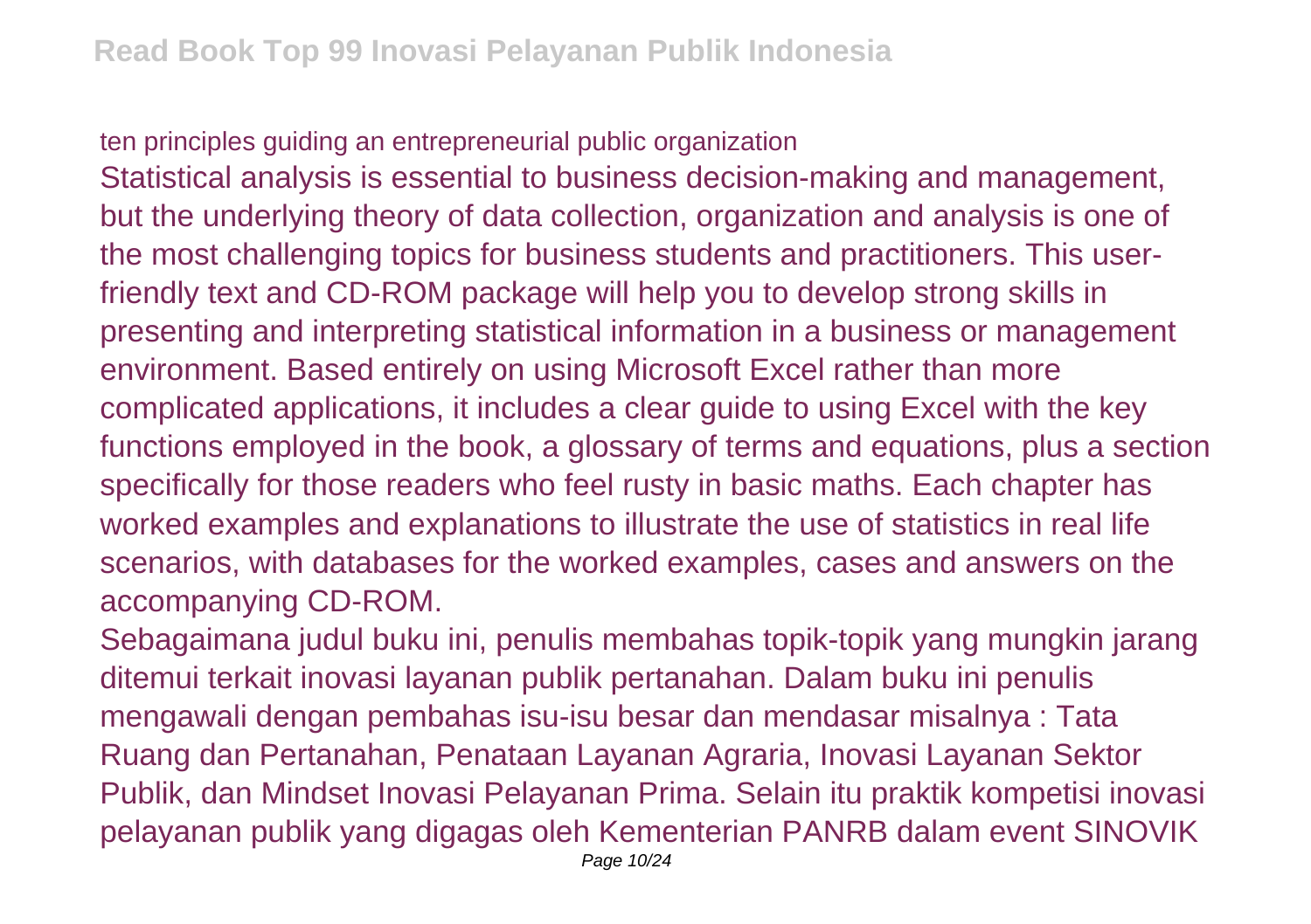ten principles guiding an entrepreneurial public organization

Statistical analysis is essential to business decision-making and management, but the underlying theory of data collection, organization and analysis is one of the most challenging topics for business students and practitioners. This user-friendly text and CD-ROM package will help you to develop strong skills in presenting and interpreting statistical information in a business or management environment. Based entirely on using Microsoft Excel rather than more complicated applications, it includes a clear guide to using Excel with the key functions employed in the book, a glossary of terms and equations, plus a section specifically for those readers who feel rusty in basic maths. Each chapter has worked examples and explanations to illustrate the use of statistics in real life scenarios, with databases for the worked examples, cases and answers on the accompanying CD-ROM.

Sebagaimana judul buku ini, penulis membahas topik-topik yang mungkin jarang ditemui terkait inovasi layanan publik pertanahan. Dalam buku ini penulis mengawali dengan pembahas isu-isu besar dan mendasar misalnya : Tata Ruang dan Pertanahan, Penataan Layanan Agraria, Inovasi Layanan Sektor Publik, dan Mindset Inovasi Pelayanan Prima. Selain itu praktik kompetisi inovasi pelayanan publik yang digagas oleh Kementerian PANRB dalam event SINOVIK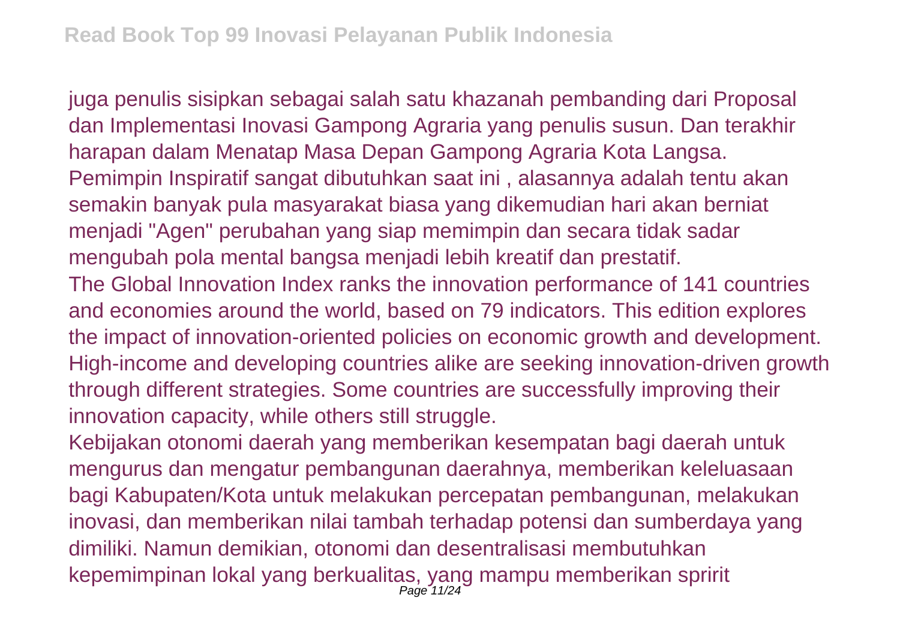juga penulis sisipkan sebagai salah satu khazanah pembanding dari Proposal dan Implementasi Inovasi Gampong Agraria yang penulis susun. Dan terakhir harapan dalam Menatap Masa Depan Gampong Agraria Kota Langsa.

Pemimpin Inspiratif sangat dibutuhkan saat ini , alasannya adalah tentu akan semakin banyak pula masyarakat biasa yang dikemudian hari akan berniat menjadi "Agen" perubahan yang siap memimpin dan secara tidak sadar mengubah pola mental bangsa menjadi lebih kreatif dan prestatif.

The Global Innovation Index ranks the innovation performance of 141 countries and economies around the world, based on 79 indicators. This edition explores the impact of innovation-oriented policies on economic growth and development. High-income and developing countries alike are seeking innovation-driven growth through different strategies. Some countries are successfully improving their innovation capacity, while others still struggle.

Kebijakan otonomi daerah yang memberikan kesempatan bagi daerah untuk mengurus dan mengatur pembangunan daerahnya, memberikan keleluasaan bagi Kabupaten/Kota untuk melakukan percepatan pembangunan, melakukan inovasi, dan memberikan nilai tambah terhadap potensi dan sumberdaya yang dimiliki. Namun demikian, otonomi dan desentralisasi membutuhkan kepemimpinan lokal yang berkualitas, yang mampu memberikan spririt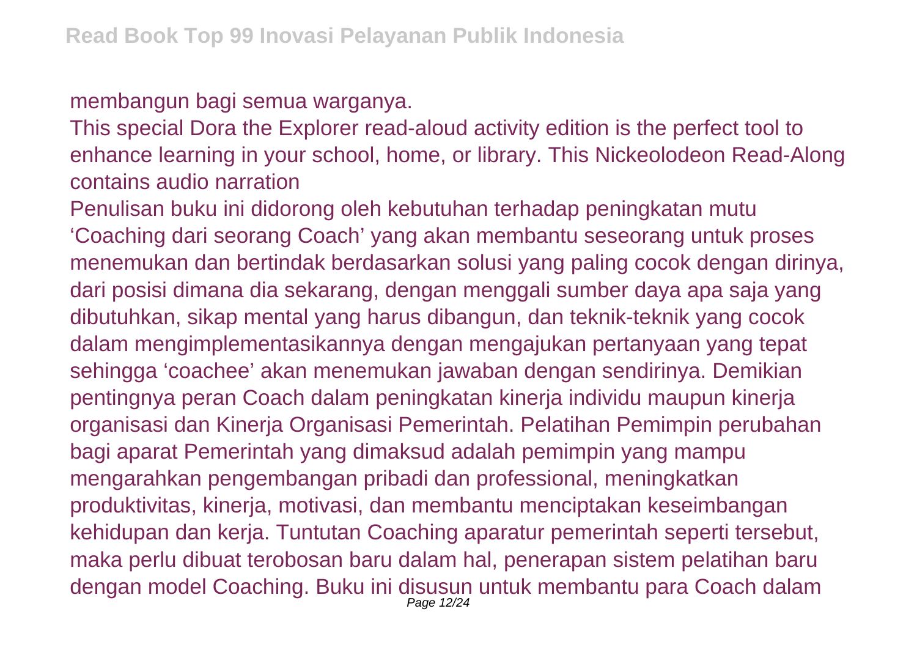membangun bagi semua warganya.

This special Dora the Explorer read-aloud activity edition is the perfect tool to enhance learning in your school, home, or library. This Nickeolodeon Read-Along contains audio narration

Penulisan buku ini didorong oleh kebutuhan terhadap peningkatan mutu ‘Coaching dari seorang Coach’ yang akan membantu seseorang untuk proses menemukan dan bertindak berdasarkan solusi yang paling cocok dengan dirinya, dari posisi dimana dia sekarang, dengan menggali sumber daya apa saja yang dibutuhkan, sikap mental yang harus dibangun, dan teknik-teknik yang cocok dalam mengimplementasikannya dengan mengajukan pertanyaan yang tepat sehingga ‘coachee’ akan menemukan jawaban dengan sendirinya. Demikian pentingnya peran Coach dalam peningkatan kinerja individu maupun kinerja organisasi dan Kinerja Organisasi Pemerintah. Pelatihan Pemimpin perubahan bagi aparat Pemerintah yang dimaksud adalah pemimpin yang mampu mengarahkan pengembangan pribadi dan professional, meningkatkan produktivitas, kinerja, motivasi, dan membantu menciptakan keseimbangan kehidupan dan kerja. Tuntutan Coaching aparatur pemerintah seperti tersebut, maka perlu dibuat terobosan baru dalam hal, penerapan sistem pelatihan baru dengan model Coaching. Buku ini disusun untuk membantu para Coach dalam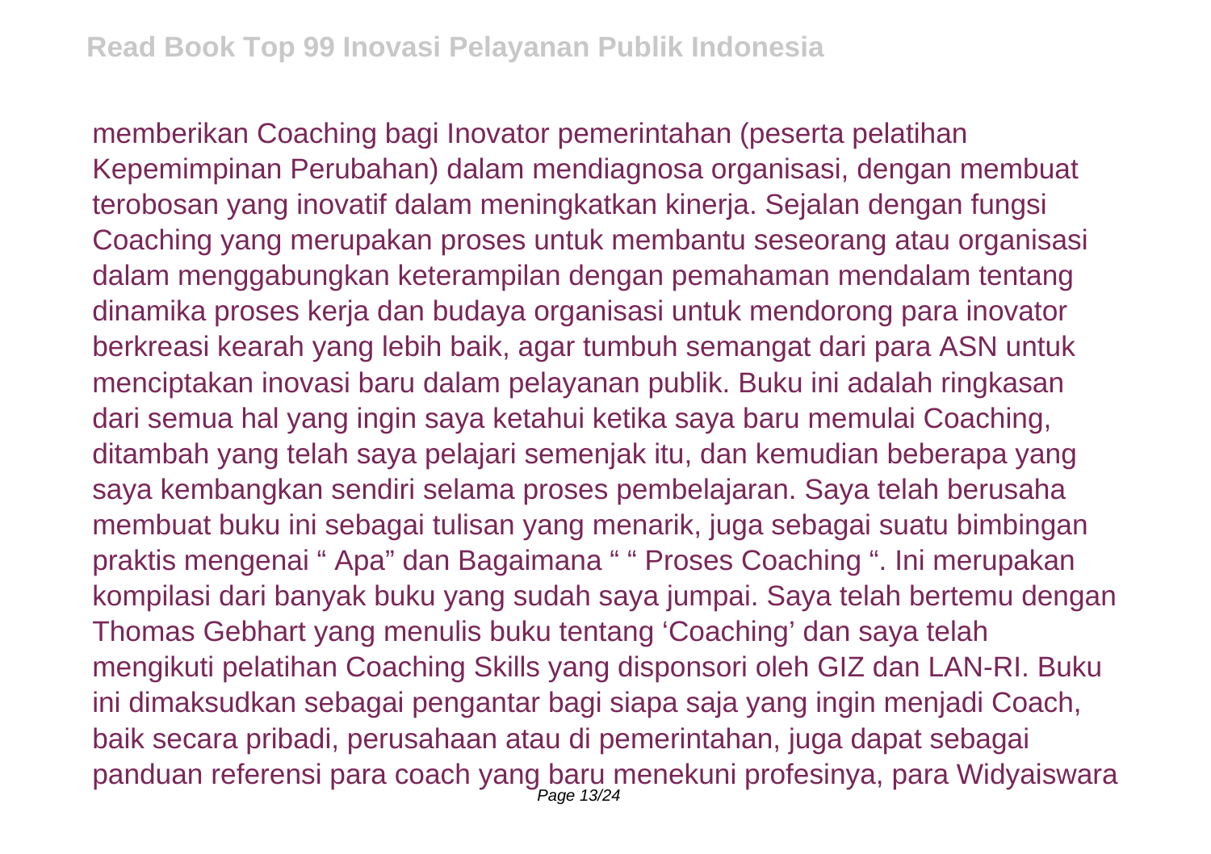memberikan Coaching bagi Inovator pemerintahan (peserta pelatihan Kepemimpinan Perubahan) dalam mendiagnosa organisasi, dengan membuat terobosan yang inovatif dalam meningkatkan kinerja. Sejalan dengan fungsi Coaching yang merupakan proses untuk membantu seseorang atau organisasi dalam menggabungkan keterampilan dengan pemahaman mendalam tentang dinamika proses kerja dan budaya organisasi untuk mendorong para inovator berkreasi kearah yang lebih baik, agar tumbuh semangat dari para ASN untuk menciptakan inovasi baru dalam pelayanan publik. Buku ini adalah ringkasan dari semua hal yang ingin saya ketahui ketika saya baru memulai Coaching, ditambah yang telah saya pelajari semenjak itu, dan kemudian beberapa yang saya kembangkan sendiri selama proses pembelajaran. Saya telah berusaha membuat buku ini sebagai tulisan yang menarik, juga sebagai suatu bimbingan praktis mengenai " Apa" dan Bagaimana " " Proses Coaching ". Ini merupakan kompilasi dari banyak buku yang sudah saya jumpai. Saya telah bertemu dengan Thomas Gebhart yang menulis buku tentang 'Coaching' dan saya telah mengikuti pelatihan Coaching Skills yang disponsori oleh GIZ dan LAN-RI. Buku ini dimaksudkan sebagai pengantar bagi siapa saja yang ingin menjadi Coach, baik secara pribadi, perusahaan atau di pemerintahan, juga dapat sebagai panduan referensi para coach yang baru menekuni profesinya, para Widyaiswara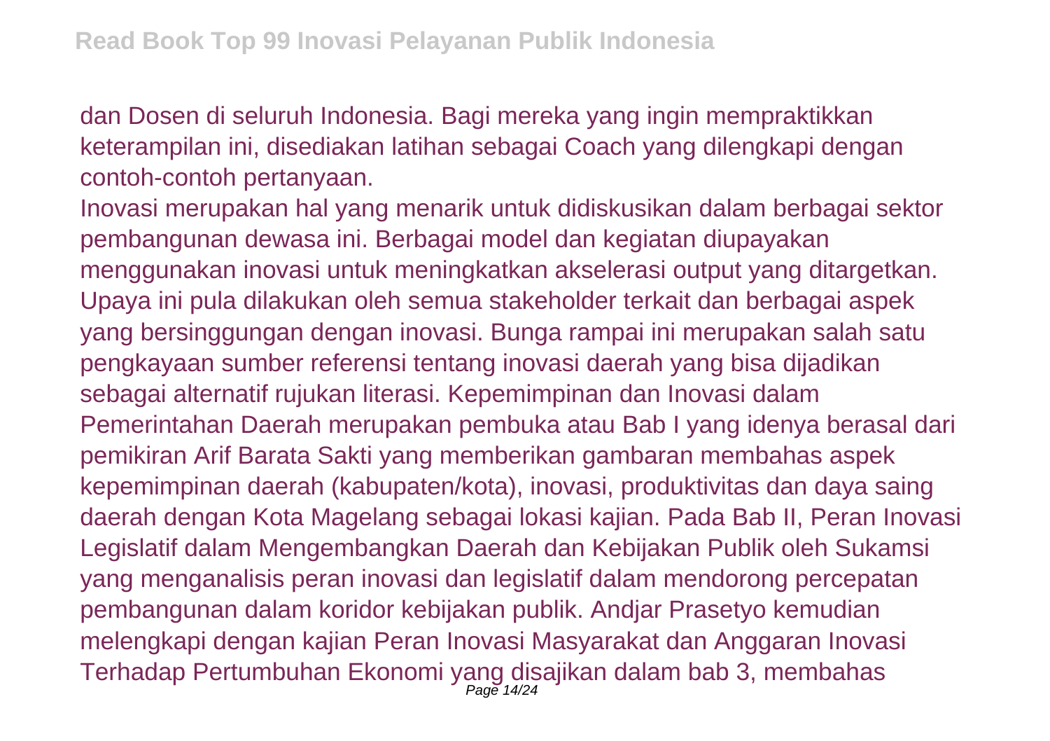dan Dosen di seluruh Indonesia. Bagi mereka yang ingin mempraktikkan keterampilan ini, disediakan latihan sebagai Coach yang dilengkapi dengan contoh-contoh pertanyaan.

Inovasi merupakan hal yang menarik untuk didiskusikan dalam berbagai sektor pembangunan dewasa ini. Berbagai model dan kegiatan diupayakan menggunakan inovasi untuk meningkatkan akselerasi output yang ditargetkan. Upaya ini pula dilakukan oleh semua stakeholder terkait dan berbagai aspek yang bersinggungan dengan inovasi. Bunga rampai ini merupakan salah satu pengkayaan sumber referensi tentang inovasi daerah yang bisa dijadikan sebagai alternatif rujukan literasi. Kepemimpinan dan Inovasi dalam Pemerintahan Daerah merupakan pembuka atau Bab I yang idenya berasal dari pemikiran Arif Barata Sakti yang memberikan gambaran membahas aspek kepemimpinan daerah (kabupaten/kota), inovasi, produktivitas dan daya saing daerah dengan Kota Magelang sebagai lokasi kajian. Pada Bab II, Peran Inovasi Legislatif dalam Mengembangkan Daerah dan Kebijakan Publik oleh Sukamsi yang menganalisis peran inovasi dan legislatif dalam mendorong percepatan pembangunan dalam koridor kebijakan publik. Andjar Prasetyo kemudian melengkapi dengan kajian Peran Inovasi Masyarakat dan Anggaran Inovasi Terhadap Pertumbuhan Ekonomi yang disajikan dalam bab 3, membahas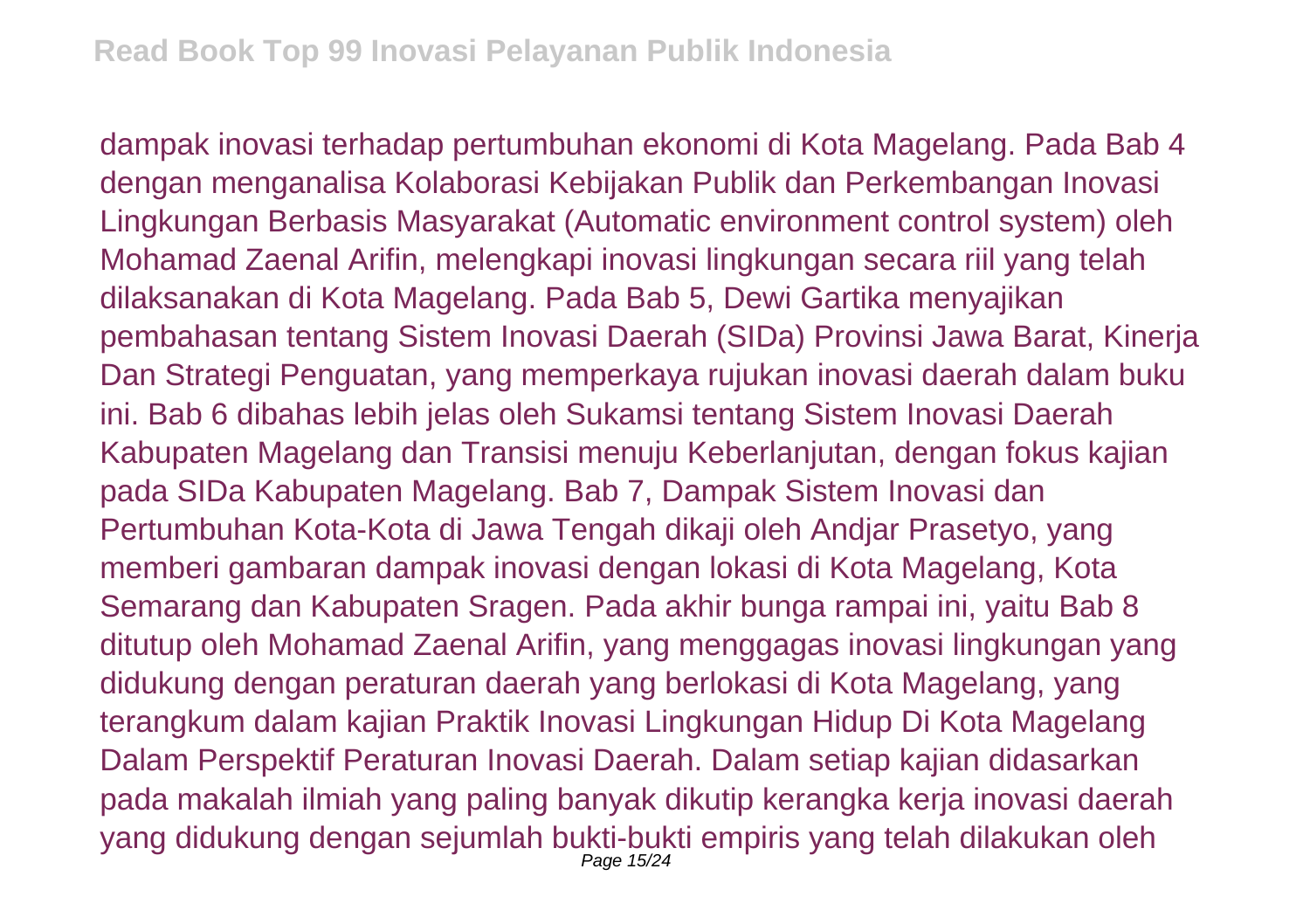dampak inovasi terhadap pertumbuhan ekonomi di Kota Magelang. Pada Bab 4 dengan menganalisa Kolaborasi Kebijakan Publik dan Perkembangan Inovasi Lingkungan Berbasis Masyarakat (Automatic environment control system) oleh Mohamad Zaenal Arifin, melengkapi inovasi lingkungan secara riil yang telah dilaksanakan di Kota Magelang. Pada Bab 5, Dewi Gartika menyajikan pembahasan tentang Sistem Inovasi Daerah (SIDa) Provinsi Jawa Barat, Kinerja Dan Strategi Penguatan, yang memperkaya rujukan inovasi daerah dalam buku ini. Bab 6 dibahas lebih jelas oleh Sukamsi tentang Sistem Inovasi Daerah Kabupaten Magelang dan Transisi menuju Keberlanjutan, dengan fokus kajian pada SIDa Kabupaten Magelang. Bab 7, Dampak Sistem Inovasi dan Pertumbuhan Kota-Kota di Jawa Tengah dikaji oleh Andjar Prasetyo, yang memberi gambaran dampak inovasi dengan lokasi di Kota Magelang, Kota Semarang dan Kabupaten Sragen. Pada akhir bunga rampai ini, yaitu Bab 8 ditutup oleh Mohamad Zaenal Arifin, yang menggagas inovasi lingkungan yang didukung dengan peraturan daerah yang berlokasi di Kota Magelang, yang terangkum dalam kajian Praktik Inovasi Lingkungan Hidup Di Kota Magelang Dalam Perspektif Peraturan Inovasi Daerah. Dalam setiap kajian didasarkan pada makalah ilmiah yang paling banyak dikutip kerangka kerja inovasi daerah yang didukung dengan sejumlah bukti-bukti empiris yang telah dilakukan oleh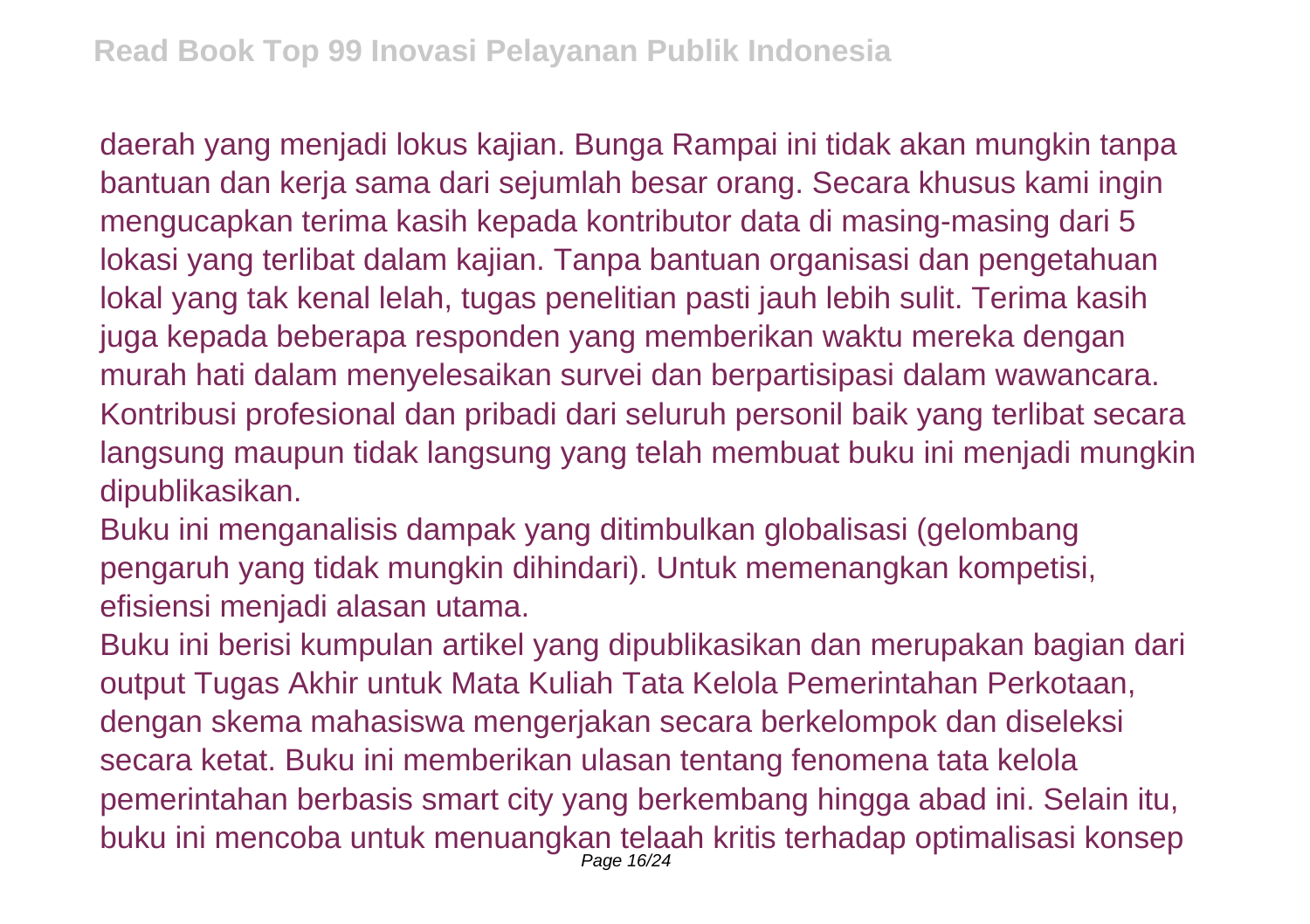daerah yang menjadi lokus kajian. Bunga Rampai ini tidak akan mungkin tanpa bantuan dan kerja sama dari sejumlah besar orang. Secara khusus kami ingin mengucapkan terima kasih kepada kontributor data di masing-masing dari 5 lokasi yang terlibat dalam kajian. Tanpa bantuan organisasi dan pengetahuan lokal yang tak kenal lelah, tugas penelitian pasti jauh lebih sulit. Terima kasih juga kepada beberapa responden yang memberikan waktu mereka dengan murah hati dalam menyelesaikan survei dan berpartisipasi dalam wawancara. Kontribusi profesional dan pribadi dari seluruh personil baik yang terlibat secara langsung maupun tidak langsung yang telah membuat buku ini menjadi mungkin dipublikasikan.

Buku ini menganalisis dampak yang ditimbulkan globalisasi (gelombang pengaruh yang tidak mungkin dihindari). Untuk memenangkan kompetisi, efisiensi menjadi alasan utama.

Buku ini berisi kumpulan artikel yang dipublikasikan dan merupakan bagian dari output Tugas Akhir untuk Mata Kuliah Tata Kelola Pemerintahan Perkotaan, dengan skema mahasiswa mengerjakan secara berkelompok dan diseleksi secara ketat. Buku ini memberikan ulasan tentang fenomena tata kelola pemerintahan berbasis smart city yang berkembang hingga abad ini. Selain itu, buku ini mencoba untuk menuangkan telaah kritis terhadap optimalisasi konsep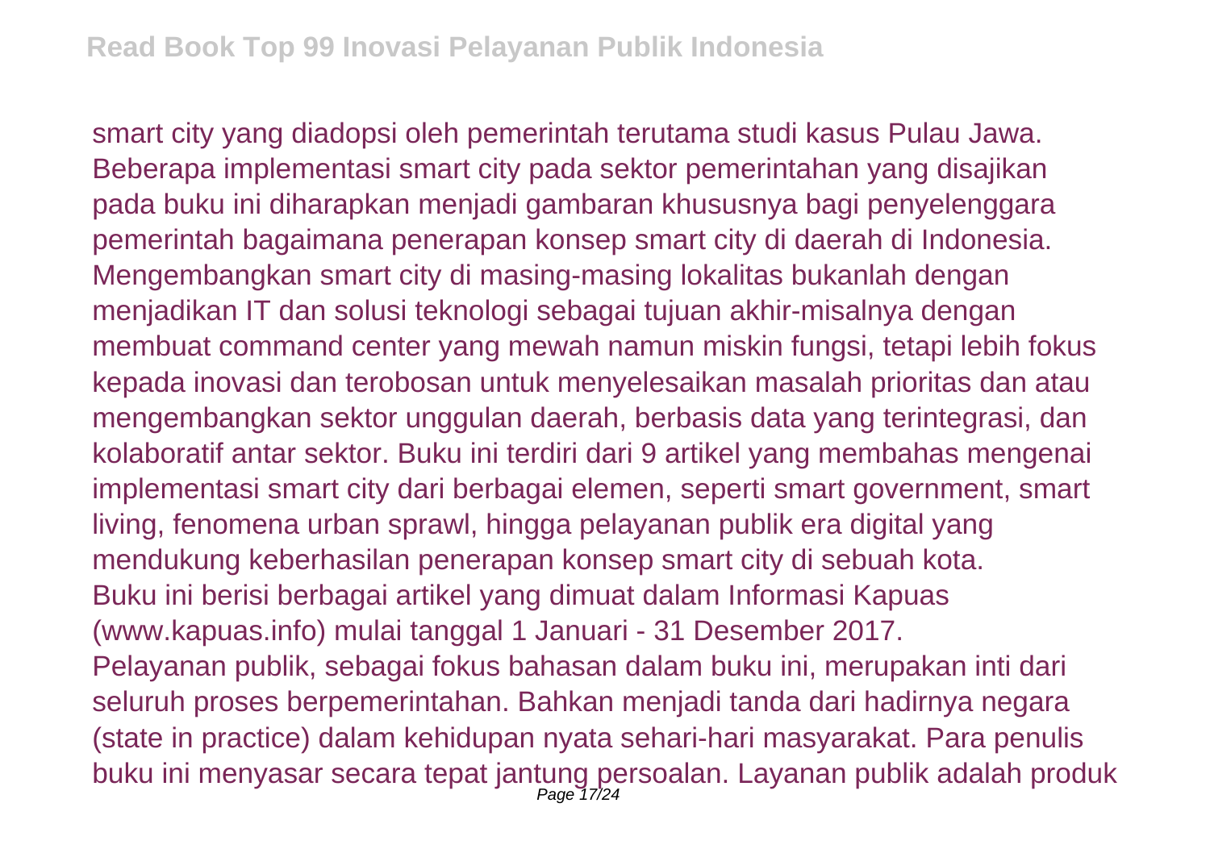smart city yang diadopsi oleh pemerintah terutama studi kasus Pulau Jawa. Beberapa implementasi smart city pada sektor pemerintahan yang disajikan pada buku ini diharapkan menjadi gambaran khususnya bagi penyelenggara pemerintah bagaimana penerapan konsep smart city di daerah di Indonesia. Mengembangkan smart city di masing-masing lokalitas bukanlah dengan menjadikan IT dan solusi teknologi sebagai tujuan akhir-misalnya dengan membuat command center yang mewah namun miskin fungsi, tetapi lebih fokus kepada inovasi dan terobosan untuk menyelesaikan masalah prioritas dan atau mengembangkan sektor unggulan daerah, berbasis data yang terintegrasi, dan kolaboratif antar sektor. Buku ini terdiri dari 9 artikel yang membahas mengenai implementasi smart city dari berbagai elemen, seperti smart government, smart living, fenomena urban sprawl, hingga pelayanan publik era digital yang mendukung keberhasilan penerapan konsep smart city di sebuah kota.

Buku ini berisi berbagai artikel yang dimuat dalam Informasi Kapuas (www.kapuas.info) mulai tanggal 1 Januari - 31 Desember 2017.

Pelayanan publik, sebagai fokus bahasan dalam buku ini, merupakan inti dari seluruh proses berpemerintahan. Bahkan menjadi tanda dari hadirnya negara (state in practice) dalam kehidupan nyata sehari-hari masyarakat. Para penulis buku ini menyasar secara tepat jantung persoalan. Layanan publik adalah produk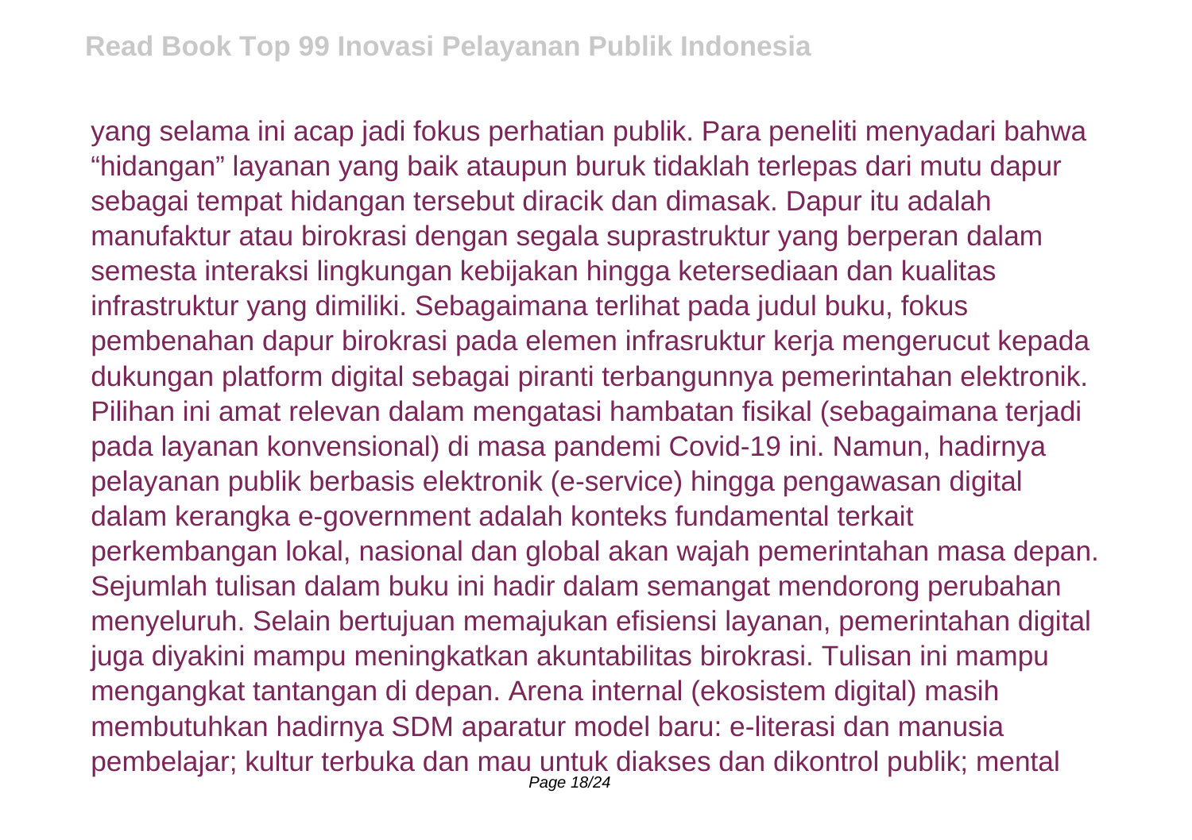yang selama ini acap jadi fokus perhatian publik. Para peneliti menyadari bahwa “hidangan” layanan yang baik ataupun buruk tidaklah terlepas dari mutu dapur sebagai tempat hidangan tersebut diracik dan dimasak. Dapur itu adalah manufaktur atau birokrasi dengan segala suprastruktur yang berperan dalam semesta interaksi lingkungan kebijakan hingga ketersediaan dan kualitas infrastruktur yang dimiliki. Sebagaimana terlihat pada judul buku, fokus pembenahan dapur birokrasi pada elemen infrasruktur kerja mengerucut kepada dukungan platform digital sebagai piranti terbangunnya pemerintahan elektronik. Pilihan ini amat relevan dalam mengatasi hambatan fisikal (sebagaimana terjadi pada layanan konvensional) di masa pandemi Covid-19 ini. Namun, hadirnya pelayanan publik berbasis elektronik (e-service) hingga pengawasan digital dalam kerangka e-government adalah konteks fundamental terkait perkembangan lokal, nasional dan global akan wajah pemerintahan masa depan. Sejumlah tulisan dalam buku ini hadir dalam semangat mendorong perubahan menyeluruh. Selain bertujuan memajukan efisiensi layanan, pemerintahan digital juga diyakini mampu meningkatkan akuntabilitas birokrasi. Tulisan ini mampu mengangkat tantangan di depan. Arena internal (ekosistem digital) masih membutuhkan hadirnya SDM aparatur model baru: e-literasi dan manusia pembelajar; kultur terbuka dan mau untuk diakses dan dikontrol publik; mental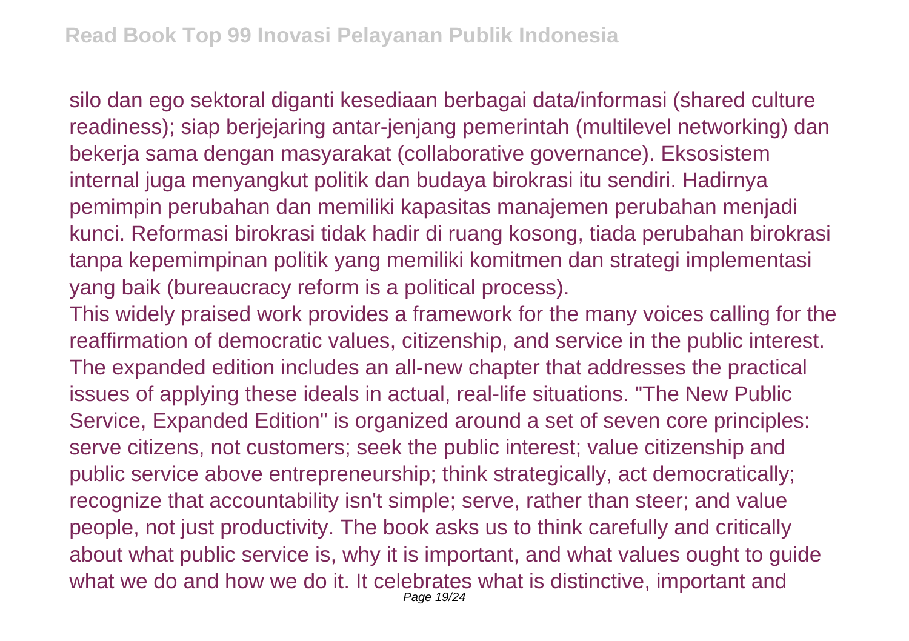silo dan ego sektoral diganti kesediaan berbagai data/informasi (shared culture readiness); siap berjejaring antar-jenjang pemerintah (multilevel networking) dan bekerja sama dengan masyarakat (collaborative governance). Eksosistem internal juga menyangkut politik dan budaya birokrasi itu sendiri. Hadirnya pemimpin perubahan dan memiliki kapasitas manajemen perubahan menjadi kunci. Reformasi birokrasi tidak hadir di ruang kosong, tiada perubahan birokrasi tanpa kepemimpinan politik yang memiliki komitmen dan strategi implementasi yang baik (bureaucracy reform is a political process).

This widely praised work provides a framework for the many voices calling for the reaffirmation of democratic values, citizenship, and service in the public interest. The expanded edition includes an all-new chapter that addresses the practical issues of applying these ideals in actual, real-life situations. "The New Public Service, Expanded Edition" is organized around a set of seven core principles: serve citizens, not customers; seek the public interest; value citizenship and public service above entrepreneurship; think strategically, act democratically; recognize that accountability isn't simple; serve, rather than steer; and value people, not just productivity. The book asks us to think carefully and critically about what public service is, why it is important, and what values ought to guide what we do and how we do it. It celebrates what is distinctive, important and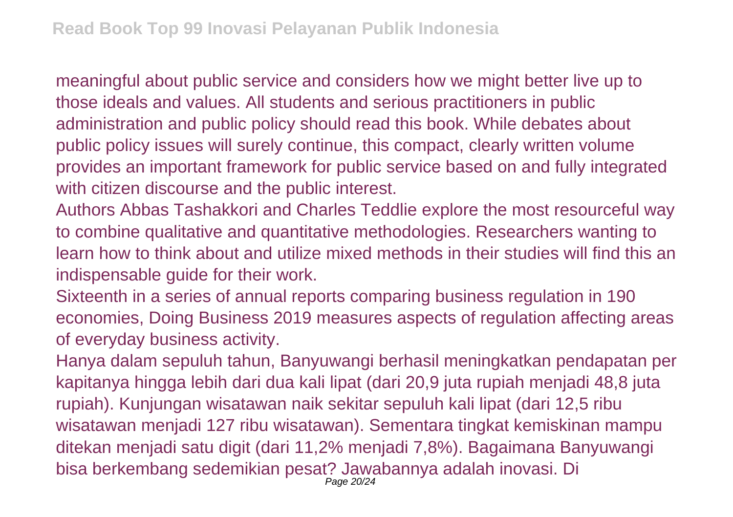meaningful about public service and considers how we might better live up to those ideals and values. All students and serious practitioners in public administration and public policy should read this book. While debates about public policy issues will surely continue, this compact, clearly written volume provides an important framework for public service based on and fully integrated with citizen discourse and the public interest.

Authors Abbas Tashakkori and Charles Teddlie explore the most resourceful way to combine qualitative and quantitative methodologies. Researchers wanting to learn how to think about and utilize mixed methods in their studies will find this an indispensable guide for their work.

Sixteenth in a series of annual reports comparing business regulation in 190 economies, Doing Business 2019 measures aspects of regulation affecting areas of everyday business activity.

Hanya dalam sepuluh tahun, Banyuwangi berhasil meningkatkan pendapatan per kapitanya hingga lebih dari dua kali lipat (dari 20,9 juta rupiah menjadi 48,8 juta rupiah). Kunjungan wisatawan naik sekitar sepuluh kali lipat (dari 12,5 ribu wisatawan menjadi 127 ribu wisatawan). Sementara tingkat kemiskinan mampu ditekan menjadi satu digit (dari 11,2% menjadi 7,8%). Bagaimana Banyuwangi bisa berkembang sedemikian pesat? Jawabannya adalah inovasi. Di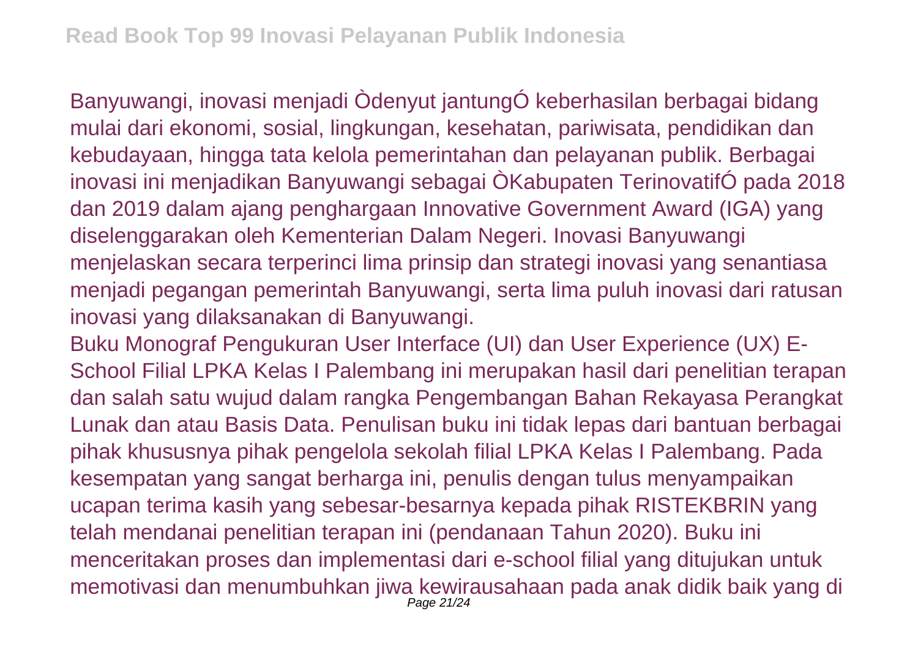Banyuwangi, inovasi menjadi Òdenyut jantungÓ keberhasilan berbagai bidang mulai dari ekonomi, sosial, lingkungan, kesehatan, pariwisata, pendidikan dan kebudayaan, hingga tata kelola pemerintahan dan pelayanan publik. Berbagai inovasi ini menjadikan Banyuwangi sebagai ÒKabupaten TerinovatifÓ pada 2018 dan 2019 dalam ajang penghargaan Innovative Government Award (IGA) yang diselenggarakan oleh Kementerian Dalam Negeri. Inovasi Banyuwangi menjelaskan secara terperinci lima prinsip dan strategi inovasi yang senantiasa menjadi pegangan pemerintah Banyuwangi, serta lima puluh inovasi dari ratusan inovasi yang dilaksanakan di Banyuwangi.

Buku Monograf Pengukuran User Interface (UI) dan User Experience (UX) E-School Filial LPKA Kelas I Palembang ini merupakan hasil dari penelitian terapan dan salah satu wujud dalam rangka Pengembangan Bahan Rekayasa Perangkat Lunak dan atau Basis Data. Penulisan buku ini tidak lepas dari bantuan berbagai pihak khususnya pihak pengelola sekolah filial LPKA Kelas I Palembang. Pada kesempatan yang sangat berharga ini, penulis dengan tulus menyampaikan ucapan terima kasih yang sebesar-besarnya kepada pihak RISTEKBRIN yang telah mendanai penelitian terapan ini (pendanaan Tahun 2020). Buku ini menceritakan proses dan implementasi dari e-school filial yang ditujukan untuk memotivasi dan menumbuhkan jiwa kewirausahaan pada anak didik baik yang di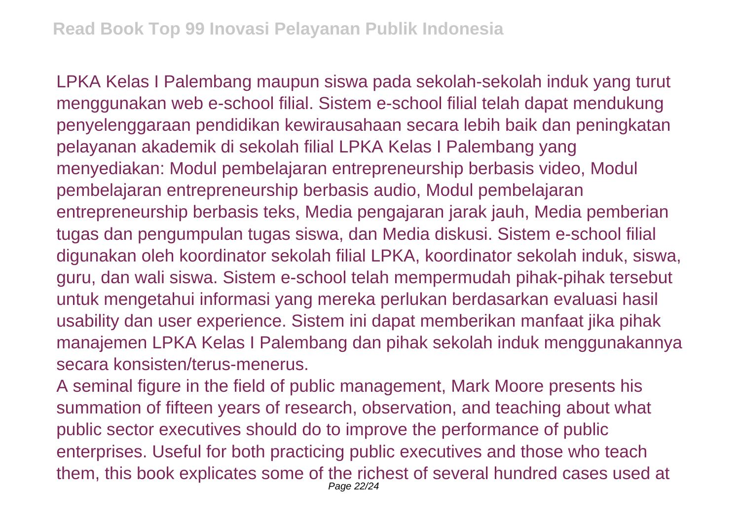LPKA Kelas I Palembang maupun siswa pada sekolah-sekolah induk yang turut menggunakan web e-school filial. Sistem e-school filial telah dapat mendukung penyelenggaraan pendidikan kewirausahaan secara lebih baik dan peningkatan pelayanan akademik di sekolah filial LPKA Kelas I Palembang yang menyediakan: Modul pembelajaran entrepreneurship berbasis video, Modul pembelajaran entrepreneurship berbasis audio, Modul pembelajaran entrepreneurship berbasis teks, Media pengajaran jarak jauh, Media pemberian tugas dan pengumpulan tugas siswa, dan Media diskusi. Sistem e-school filial digunakan oleh koordinator sekolah filial LPKA, koordinator sekolah induk, siswa, guru, dan wali siswa. Sistem e-school telah mempermudah pihak-pihak tersebut untuk mengetahui informasi yang mereka perlukan berdasarkan evaluasi hasil usability dan user experience. Sistem ini dapat memberikan manfaat jika pihak manajemen LPKA Kelas I Palembang dan pihak sekolah induk menggunakannya secara konsisten/terus-menerus.

A seminal figure in the field of public management, Mark Moore presents his summation of fifteen years of research, observation, and teaching about what public sector executives should do to improve the performance of public enterprises. Useful for both practicing public executives and those who teach them, this book explicates some of the richest of several hundred cases used at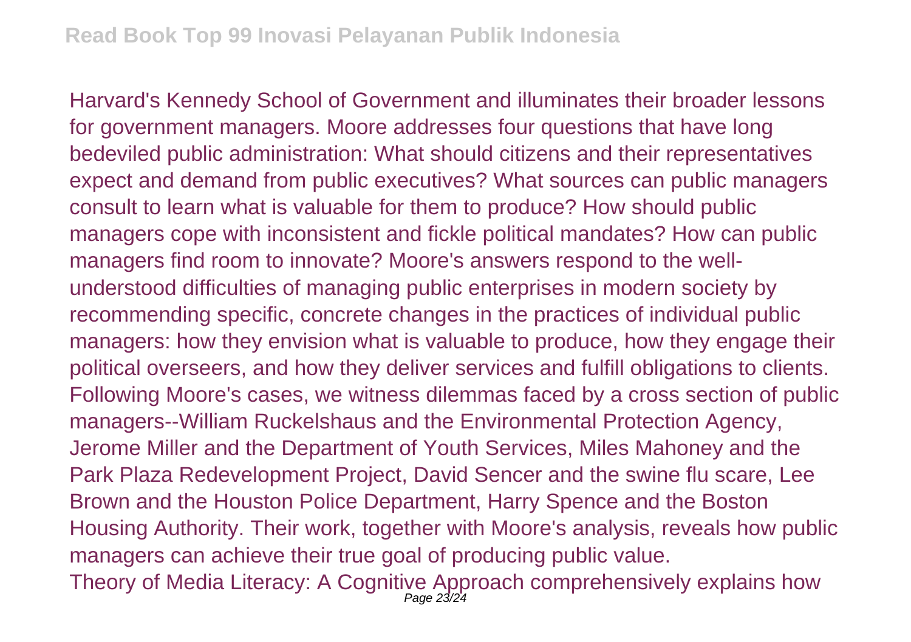Harvard's Kennedy School of Government and illuminates their broader lessons for government managers. Moore addresses four questions that have long bedeviled public administration: What should citizens and their representatives expect and demand from public executives? What sources can public managers consult to learn what is valuable for them to produce? How should public managers cope with inconsistent and fickle political mandates? How can public managers find room to innovate? Moore's answers respond to the well-understood difficulties of managing public enterprises in modern society by recommending specific, concrete changes in the practices of individual public managers: how they envision what is valuable to produce, how they engage their political overseers, and how they deliver services and fulfill obligations to clients. Following Moore's cases, we witness dilemmas faced by a cross section of public managers--William Ruckelshaus and the Environmental Protection Agency, Jerome Miller and the Department of Youth Services, Miles Mahoney and the Park Plaza Redevelopment Project, David Sencer and the swine flu scare, Lee Brown and the Houston Police Department, Harry Spence and the Boston Housing Authority. Their work, together with Moore's analysis, reveals how public managers can achieve their true goal of producing public value.

Theory of Media Literacy: A Cognitive Approach comprehensively explains how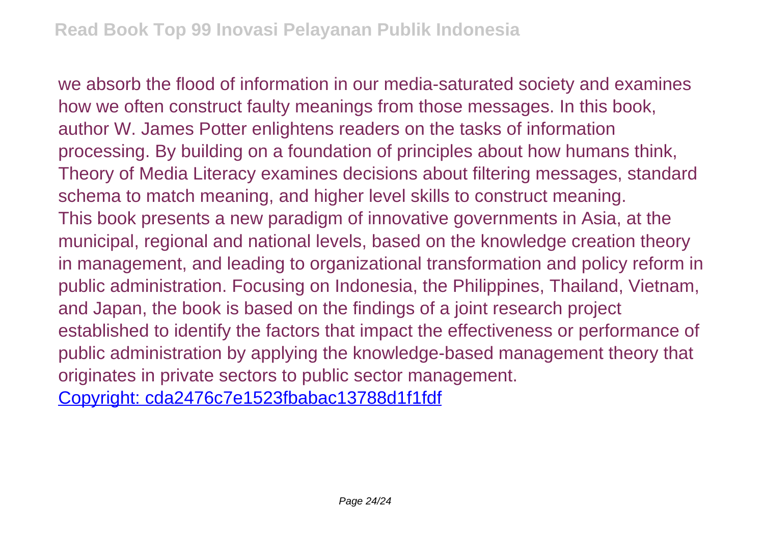we absorb the flood of information in our media-saturated society and examines how we often construct faulty meanings from those messages. In this book, author W. James Potter enlightens readers on the tasks of information processing. By building on a foundation of principles about how humans think, Theory of Media Literacy examines decisions about filtering messages, standard schema to match meaning, and higher level skills to construct meaning.

This book presents a new paradigm of innovative governments in Asia, at the municipal, regional and national levels, based on the knowledge creation theory in management, and leading to organizational transformation and policy reform in public administration. Focusing on Indonesia, the Philippines, Thailand, Vietnam, and Japan, the book is based on the findings of a joint research project established to identify the factors that impact the effectiveness or performance of public administration by applying the knowledge-based management theory that originates in private sectors to public sector management.

Copyright: cda2476c7e1523fbabac13788d1f1fdf